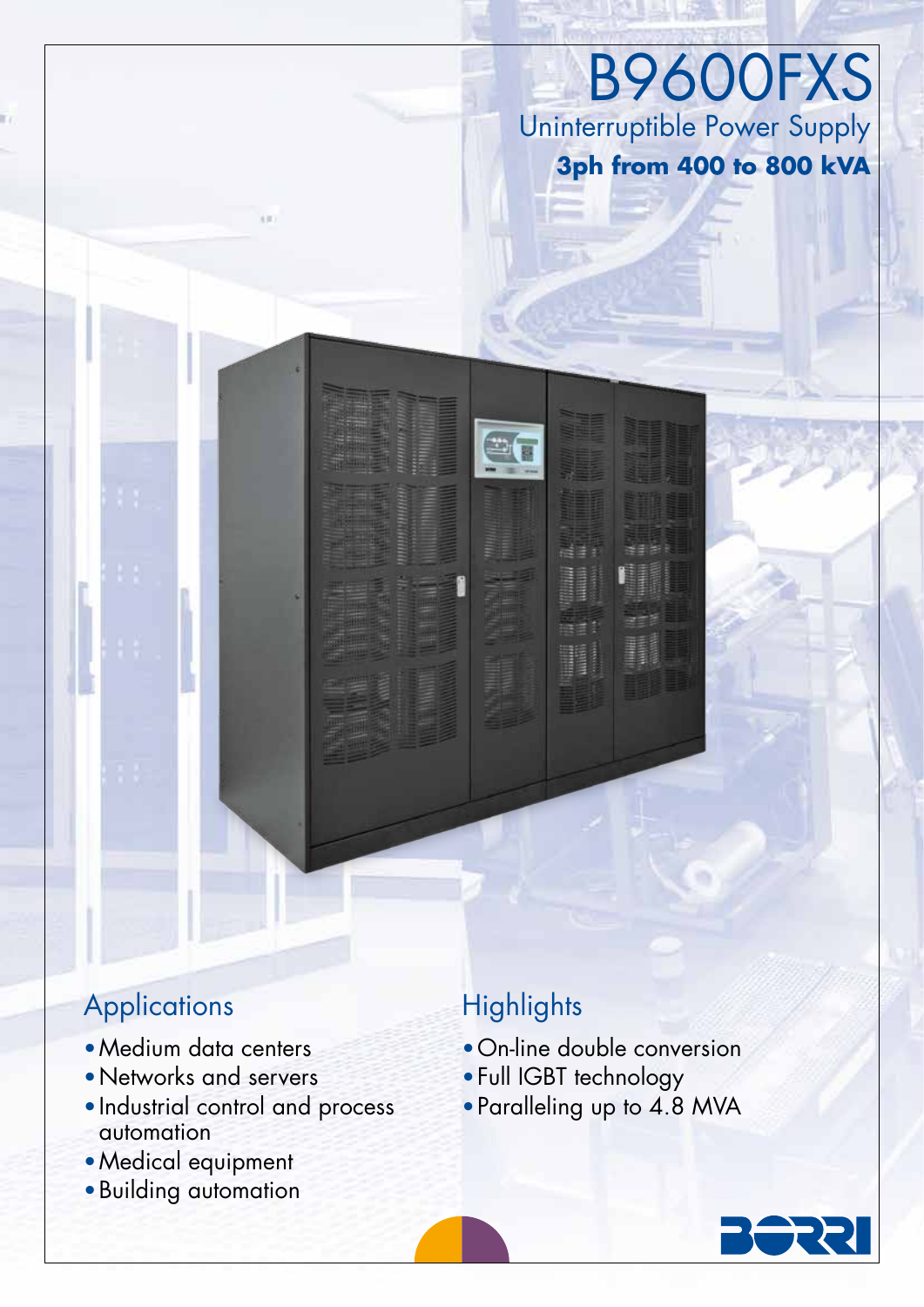# B9600FXS

## Uninterruptible Power Supply

**3ph from 400 to 800 kVA**

## Applications

- Medium data centers
- Networks and servers
- Industrial control and process automation
- Medical equipment
- Building automation

## Highlights

- On-line double conversion
- Full IGBT technology
- Paralleling up to 4.8 MVA

BORRI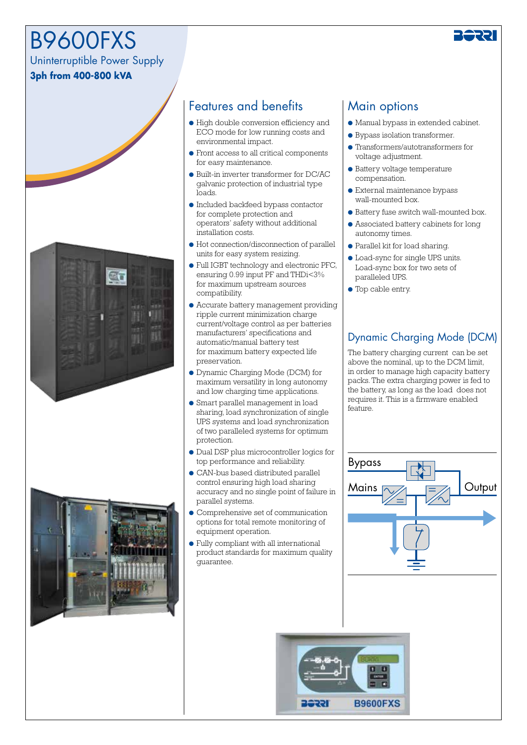# B9600FXS

Uninterruptible Power Supply

**3ph from 400-800 kVA**

## Features and benefits

- High double conversion efficiency and ECO mode for low running costs and environmental impact.
- Front access to all critical components for easy maintenance.
- Built-in inverter transformer for DC/AC galvanic protection of industrial type loads.
- Included backfeed bypass contactor for complete protection and operators' safety without additional installation costs.
- Hot connection/disconnection of parallel units for easy system resizing.
- Full IGBT technology and electronic PFC, ensuring 0.99 input PF and THDi<3% for maximum upstream sources compatibility.
- Accurate battery management providing ripple current minimization charge current/voltage control as per batteries manufacturers' specifications and automatic/manual battery test for maximum battery expected life preservation.
- Dynamic Charging Mode (DCM) for maximum versatility in long autonomy and low charging time applications.
- Smart parallel management in load sharing, load synchronization of single UPS systems and load synchronization of two paralleled systems for optimum protection.
- Dual DSP plus microcontroller logics for top performance and reliability.
- CAN-bus based distributed parallel control ensuring high load sharing accuracy and no single point of failure in parallel systems.
- Comprehensive set of communication options for total remote monitoring of equipment operation.
- Fully compliant with all international product standards for maximum quality guarantee.

## Main options

- Manual bypass in extended cabinet.
- Bypass isolation transformer.
- Transformers/autotransformers for voltage adjustment.
- Battery voltage temperature compensation.
- External maintenance bypass wall-mounted box.
- Battery fuse switch wall-mounted box.
- Associated battery cabinets for long autonomy times.
- Parallel kit for load sharing.
- Load-sync for single UPS units. Load-sync box for two sets of paralleled UPS.
- Top cable entry.

## Dynamic Charging Mode (DCM)

The battery charging current can be set above the nominal, up to the DCM limit, in order to manage high capacity battery packs. The extra charging power is fed to the battery, as long as the load does not requires it. This is a firmware enabled feature.

Bypass

Mains

Output

B9600FXS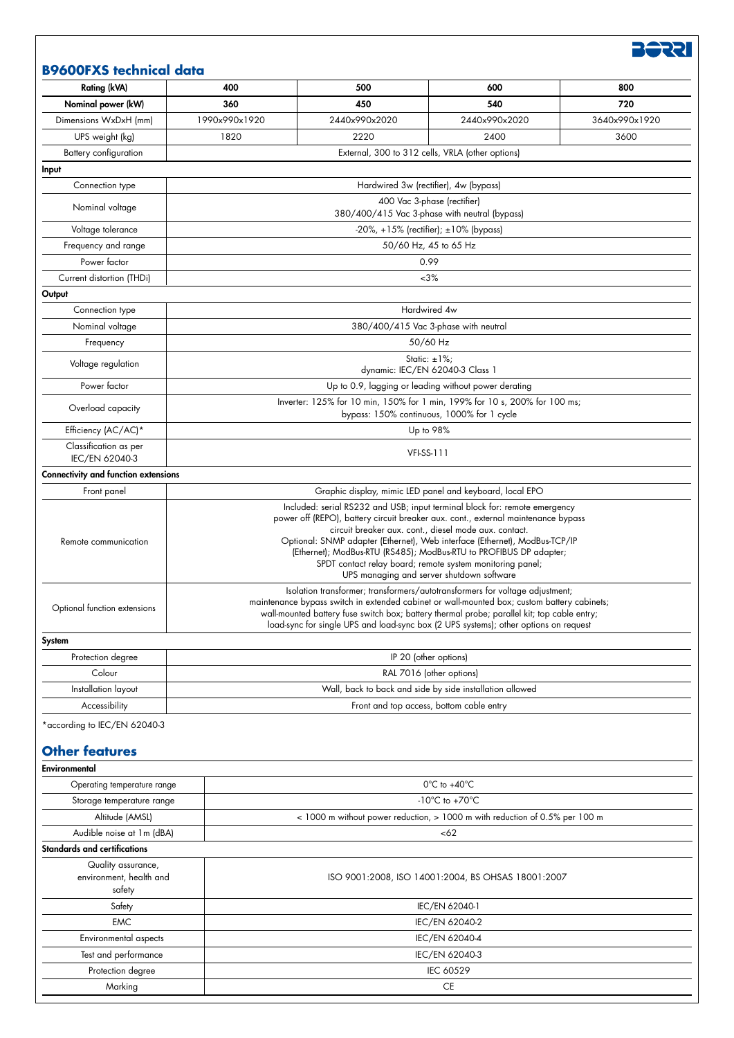## B9600FXS technical data

| Rating (kVA) | 400 | 500 | 600 | 800 |
|---|---|---|---|---|
| Nominal power (kW) | 360 | 450 | 540 | 720 |
| Dimensions WxDxH (mm) | 1990x990x1920 | 2440x990x2020 | 2440x990x2020 | 3640x990x1920 |
| UPS weight (kg) | 1820 | 2220 | 2400 | 3600 |
| Battery configuration | External, 300 to 312 cells, VRLA (other options) | | | |
| **Input** | | | | |
| Connection type | Hardwired 3w (rectifier), 4w (bypass) | | | |
| Nominal voltage | 400 Vac 3-phase (rectifier) 380/400/415 Vac 3-phase with neutral (bypass) | | | |
| Voltage tolerance | -20%, +15% (rectifier); ±10% (bypass) | | | |
| Frequency and range | 50/60 Hz, 45 to 65 Hz | | | |
| Power factor | 0.99 | | | |
| Current distortion (THDi) | <3% | | | |
| **Output** | | | | |
| Connection type | Hardwired 4w | | | |
| Nominal voltage | 380/400/415 Vac 3-phase with neutral | | | |
| Frequency | 50/60 Hz | | | |
| Voltage regulation | Static: ±1%; dynamic: IEC/EN 62040-3 Class 1 | | | |
| Power factor | Up to 0.9, lagging or leading without power derating | | | |
| Overload capacity | Inverter: 125% for 10 min, 150% for 1 min, 199% for 10 s, 200% for 100 ms; bypass: 150% continuous, 1000% for 1 cycle | | | |
| Efficiency (AC/AC)* | Up to 98% | | | |
| Classification as per IEC/EN 62040-3 | VFI-SS-111 | | | |
| **Connectivity and function extensions** | | | | |
| Front panel | Graphic display, mimic LED panel and keyboard, local EPO | | | |
| Remote communication | Included: serial RS232 and USB; input terminal block for: remote emergency power off (REPO), battery circuit breaker aux. cont., external maintenance bypass circuit breaker aux. cont., diesel mode aux. contact. Optional: SNMP adapter (Ethernet), Web interface (Ethernet), ModBus-TCP/IP (Ethernet); ModBus-RTU (RS485); ModBus-RTU to PROFIBUS DP adapter; SPDT contact relay board; remote system monitoring panel; UPS managing and server shutdown software | | | |
| Optional function extensions | Isolation transformer; transformers/autotransformers for voltage adjustment; maintenance bypass switch in extended cabinet or wall-mounted box; custom battery cabinets; wall-mounted battery fuse switch box; battery thermal probe; parallel kit; top cable entry; load-sync for single UPS and load-sync box (2 UPS systems); other options on request | | | |
| **System** | | | | |
| Protection degree | IP 20 (other options) | | | |
| Colour | RAL 7016 (other options) | | | |
| Installation layout | Wall, back to back and side by side installation allowed | | | |
| Accessibility | Front and top access, bottom cable entry | | | |

*according to IEC/EN 62040-3

## Other features

| **Environmental** | |
|---|---|
| Operating temperature range | 0°C to +40°C |
| Storage temperature range | -10°C to +70°C |
| Altitude (AMSL) | < 1000 m without power reduction, > 1000 m with reduction of 0.5% per 100 m |
| Audible noise at 1m (dBA) | <62 |
| **Standards and certifications** | |
| Quality assurance, environment, health and safety | ISO 9001:2008, ISO 14001:2004, BS OHSAS 18001:2007 |
| Safety | IEC/EN 62040-1 |
| EMC | IEC/EN 62040-2 |
| Environmental aspects | IEC/EN 62040-4 |
| Test and performance | IEC/EN 62040-3 |
| Protection degree | IEC 60529 |
| Marking | CE |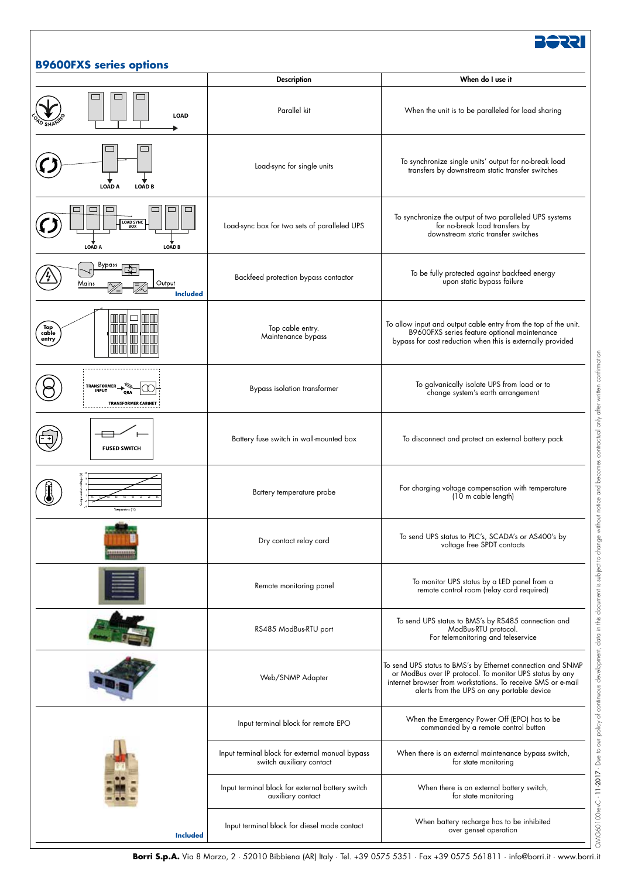## B9600FXS series options

| | Description | When do I use it |
|---|---|---|
| LOAD SHARING / LOAD | Parallel kit | When the unit is to be paralleled for load sharing |
| LOAD A / LOAD B | Load-sync for single units | To synchronize single units' output for no-break load transfers by downstream static transfer switches |
| LOAD SYNC BOX / LOAD A / LOAD B | Load-sync box for two sets of paralleled UPS | To synchronize the output of two paralleled UPS systems for no-break load transfers by downstream static transfer switches |
| Bypass / Mains / Output / **Included** | Backfeed protection bypass contactor | To be fully protected against backfeed energy upon static bypass failure |
| Top cable entry | Top cable entry. Maintenance bypass | To allow input and output cable entry from the top of the unit. B9600FXS series feature optional maintenance bypass for cost reduction when this is externally provided |
| TRANSFORMER INPUT / QRA / TRANSFORMER CABINET | Bypass isolation transformer | To galvanically isolate UPS from load or to change system's earth arrangement |
| FUSED SWITCH | Battery fuse switch in wall-mounted box | To disconnect and protect an external battery pack |
| | Battery temperature probe | For charging voltage compensation with temperature (10 m cable length) |
| | Dry contact relay card | To send UPS status to PLC's, SCADA's or AS400's by voltage free SPDT contacts |
| | Remote monitoring panel | To monitor UPS status by a LED panel from a remote control room (relay card required) |
| | RS485 ModBus-RTU port | To send UPS status to BMS's by RS485 connection and ModBus-RTU protocol. For telemonitoring and teleservice |
| | Web/SNMP Adapter | To send UPS status to BMS's by Ethernet connection and SNMP or ModBus over IP protocol. To monitor UPS status by any internet browser from workstations. To receive SMS or e-mail alerts from the UPS on any portable device |
| | Input terminal block for remote EPO | When the Emergency Power Off (EPO) has to be commanded by a remote control button |
| | Input terminal block for external manual bypass switch auxiliary contact | When there is an external maintenance bypass switch, for state monitoring |
| | Input terminal block for external battery switch auxiliary contact | When there is an external battery switch, for state monitoring |
| **Included** | Input terminal block for diesel mode contact | When battery recharge has to be inhibited over genset operation |

OMG60100revC - 11-2017 - Due to our policy of continuous development, data in this document is subject to change without notice and becomes contractual only after written confirmation

**Borri S.p.A.** Via 8 Marzo, 2 · 52010 Bibbiena (AR) Italy · Tel. +39 0575 5351 · Fax +39 0575 561811 · info@borri.it · www.borri.it